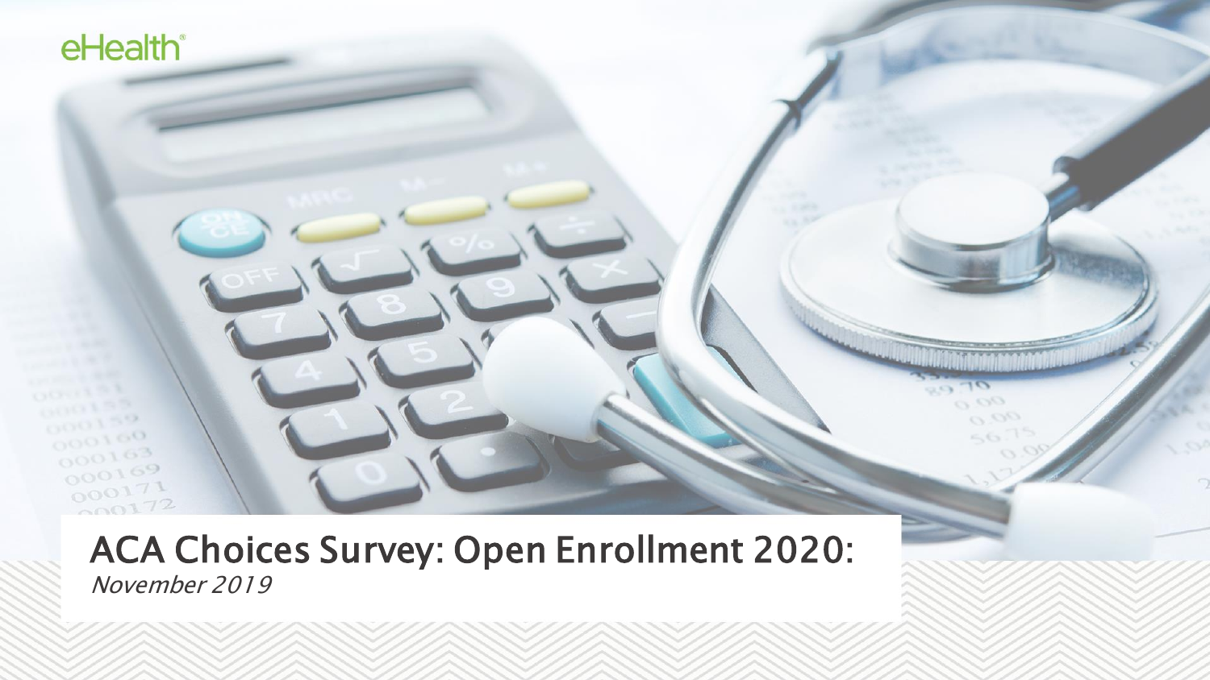eHealth®

# ACA Choices Survey: Open Enrollment 2020:

*November 2019*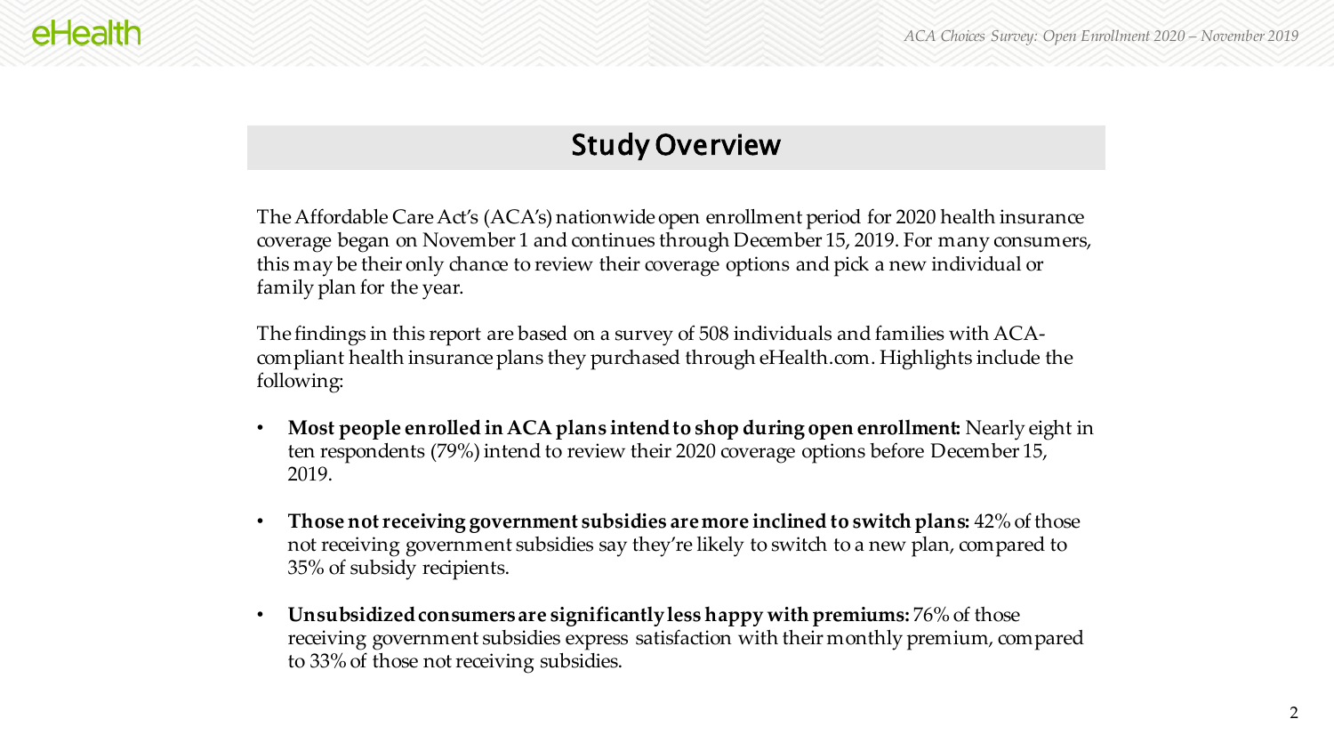## Study Overview

The Affordable Care Act's (ACA's) nationwide open enrollment period for 2020 health insurance coverage began on November 1 and continues through December 15, 2019. For many consumers, this may be their only chance to review their coverage options and pick a new individual or family plan for the year.

The findings in this report are based on a survey of 508 individuals and families with ACA-compliant health insurance plans they purchased through eHealth.com. Highlights include the following:

- **Most people enrolled in ACA plans intend to shop during open enrollment:** Nearly eight in ten respondents (79%) intend to review their 2020 coverage options before December 15, 2019.
- **Those not receiving government subsidies are more inclined to switch plans:** 42% of those not receiving government subsidies say they're likely to switch to a new plan, compared to 35% of subsidy recipients.
- **Unsubsidized consumers are significantly less happy with premiums:** 76% of those receiving government subsidies express satisfaction with their monthly premium, compared to 33% of those not receiving subsidies.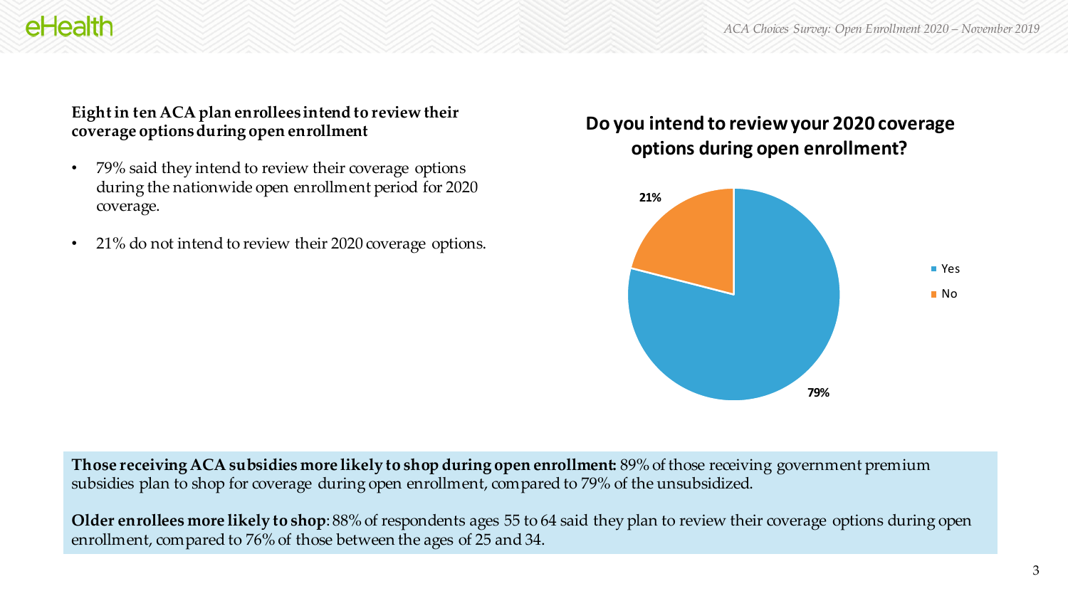**Eight in ten ACA plan enrollees intend to review their coverage options during open enrollment**

- 79% said they intend to review their coverage options during the nationwide open enrollment period for 2020 coverage.
- 21% do not intend to review their 2020 coverage options.

**Do you intend to review your 2020 coverage options during open enrollment?**

21%

79%

Yes

No

**Those receiving ACA subsidies more likely to shop during open enrollment:** 89% of those receiving government premium subsidies plan to shop for coverage during open enrollment, compared to 79% of the unsubsidized.

**Older enrollees more likely to shop**: 88% of respondents ages 55 to 64 said they plan to review their coverage options during open enrollment, compared to 76% of those between the ages of 25 and 34.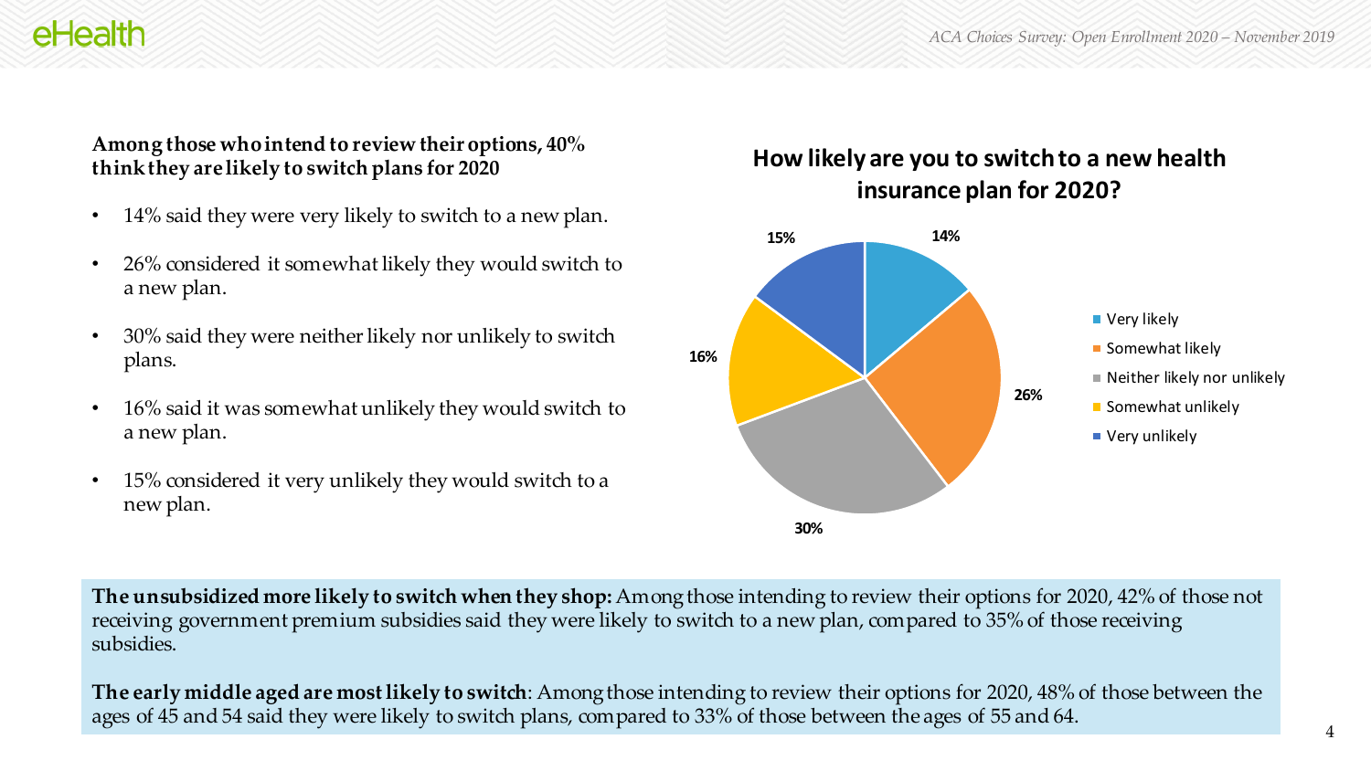**Among those who intend to review their options, 40% think they are likely to switch plans for 2020**

- 14% said they were very likely to switch to a new plan.
- 26% considered it somewhat likely they would switch to a new plan.
- 30% said they were neither likely nor unlikely to switch plans.
- 16% said it was somewhat unlikely they would switch to a new plan.
- 15% considered it very unlikely they would switch to a new plan.

## How likely are you to switch to a new health insurance plan for 2020?

14%
26%
30%
16%
15%

Very likely
Somewhat likely
Neither likely nor unlikely
Somewhat unlikely
Very unlikely

**The unsubsidized more likely to switch when they shop:** Among those intending to review their options for 2020, 42% of those not receiving government premium subsidies said they were likely to switch to a new plan, compared to 35% of those receiving subsidies.

**The early middle aged are most likely to switch**: Among those intending to review their options for 2020, 48% of those between the ages of 45 and 54 said they were likely to switch plans, compared to 33% of those between the ages of 55 and 64.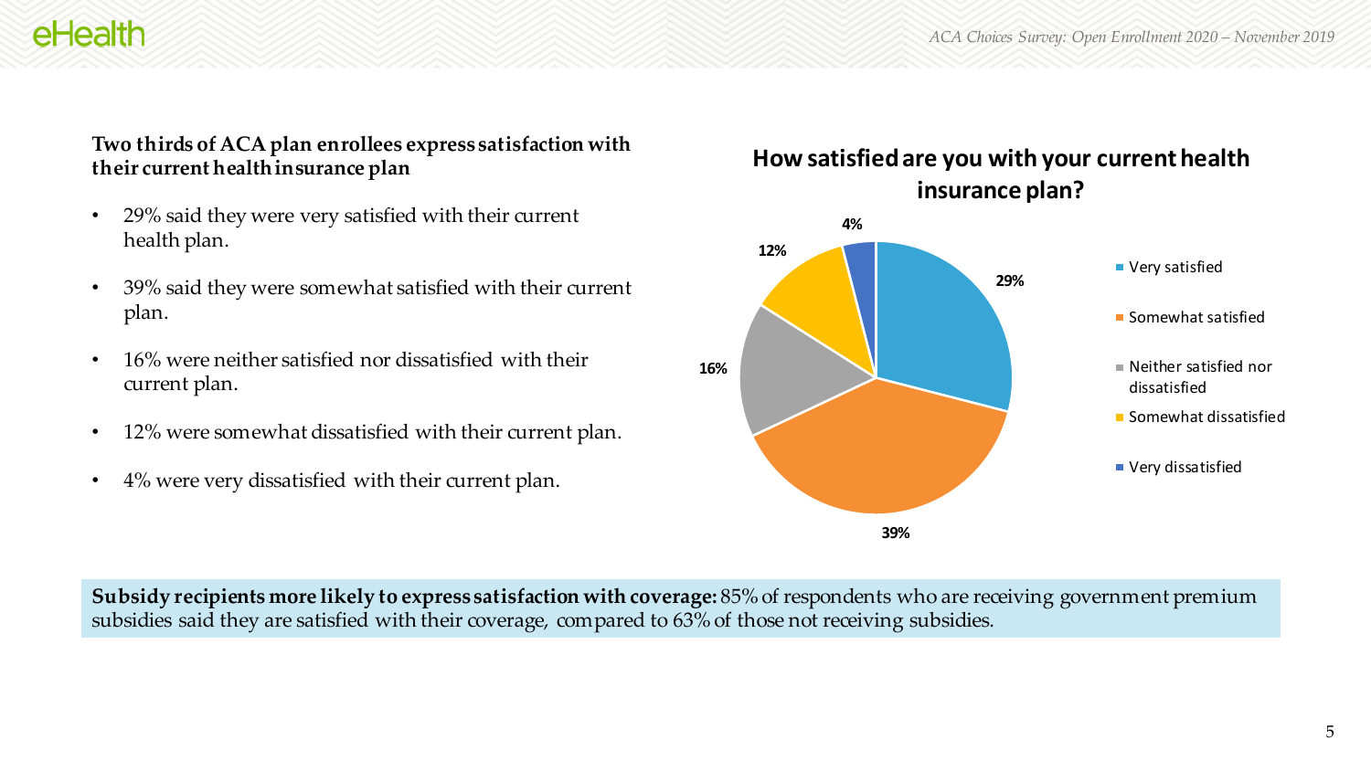**Two thirds of ACA plan enrollees express satisfaction with their current health insurance plan**

- 29% said they were very satisfied with their current health plan.
- 39% said they were somewhat satisfied with their current plan.
- 16% were neither satisfied nor dissatisfied with their current plan.
- 12% were somewhat dissatisfied with their current plan.
- 4% were very dissatisfied with their current plan.

**How satisfied are you with your current health insurance plan?**

4%
12%
29%
16%
39%

Very satisfied
Somewhat satisfied
Neither satisfied nor dissatisfied
Somewhat dissatisfied
Very dissatisfied

**Subsidy recipients more likely to express satisfaction with coverage:** 85% of respondents who are receiving government premium subsidies said they are satisfied with their coverage, compared to 63% of those not receiving subsidies.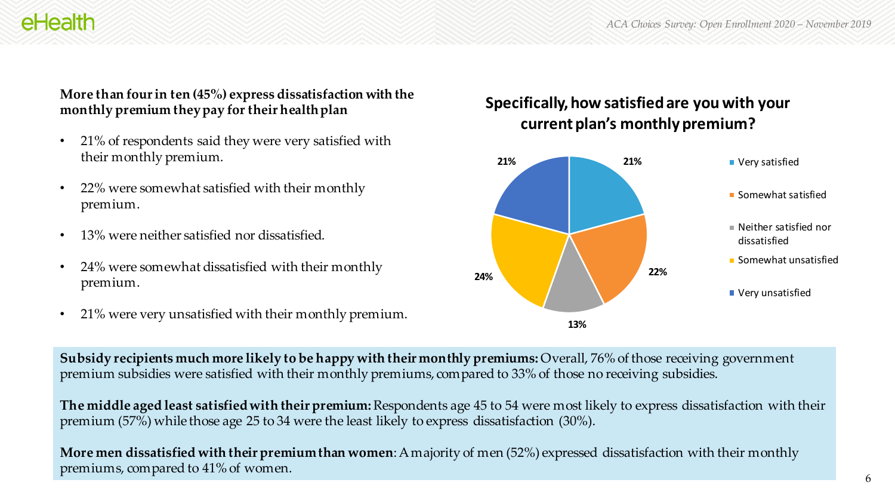**More than four in ten (45%) express dissatisfaction with the monthly premium they pay for their health plan**

- 21% of respondents said they were very satisfied with their monthly premium.
- 22% were somewhat satisfied with their monthly premium.
- 13% were neither satisfied nor dissatisfied.
- 24% were somewhat dissatisfied with their monthly premium.
- 21% were very unsatisfied with their monthly premium.

**Specifically, how satisfied are you with your current plan's monthly premium?**

21%
22%
13%
24%
21%

Very satisfied
Somewhat satisfied
Neither satisfied nor dissatisfied
Somewhat unsatisfied
Very unsatisfied

**Subsidy recipients much more likely to be happy with their monthly premiums:** Overall, 76% of those receiving government premium subsidies were satisfied with their monthly premiums, compared to 33% of those no receiving subsidies.

**The middle aged least satisfied with their premium:** Respondents age 45 to 54 were most likely to express dissatisfaction with their premium (57%) while those age 25 to 34 were the least likely to express dissatisfaction (30%).

**More men dissatisfied with their premium than women**: A majority of men (52%) expressed dissatisfaction with their monthly premiums, compared to 41% of women.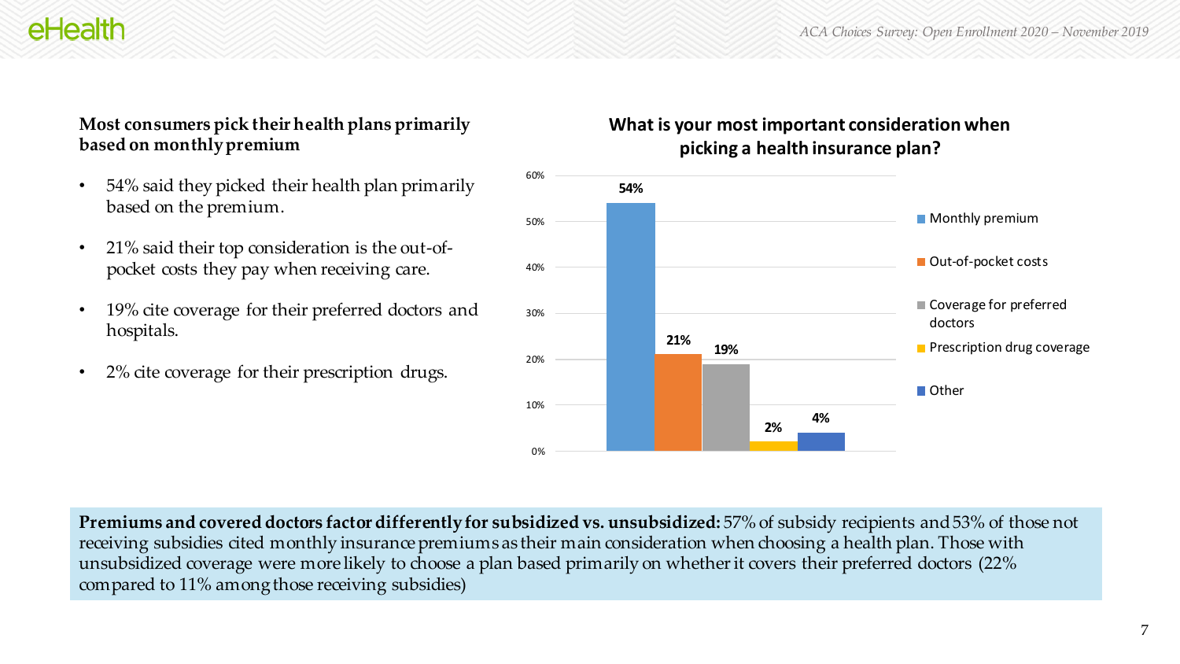**Most consumers pick their health plans primarily based on monthly premium**

- 54% said they picked their health plan primarily based on the premium.
- 21% said their top consideration is the out-of-pocket costs they pay when receiving care.
- 19% cite coverage for their preferred doctors and hospitals.
- 2% cite coverage for their prescription drugs.

**What is your most important consideration when picking a health insurance plan?**

60%
50%
40%
30%
20%
10%
0%

54%
21%
19%
2%
4%

Monthly premium
Out-of-pocket costs
Coverage for preferred doctors
Prescription drug coverage
Other

**Premiums and covered doctors factor differently for subsidized vs. unsubsidized:** 57% of subsidy recipients and 53% of those not receiving subsidies cited monthly insurance premiums as their main consideration when choosing a health plan. Those with unsubsidized coverage were more likely to choose a plan based primarily on whether it covers their preferred doctors (22% compared to 11% among those receiving subsidies)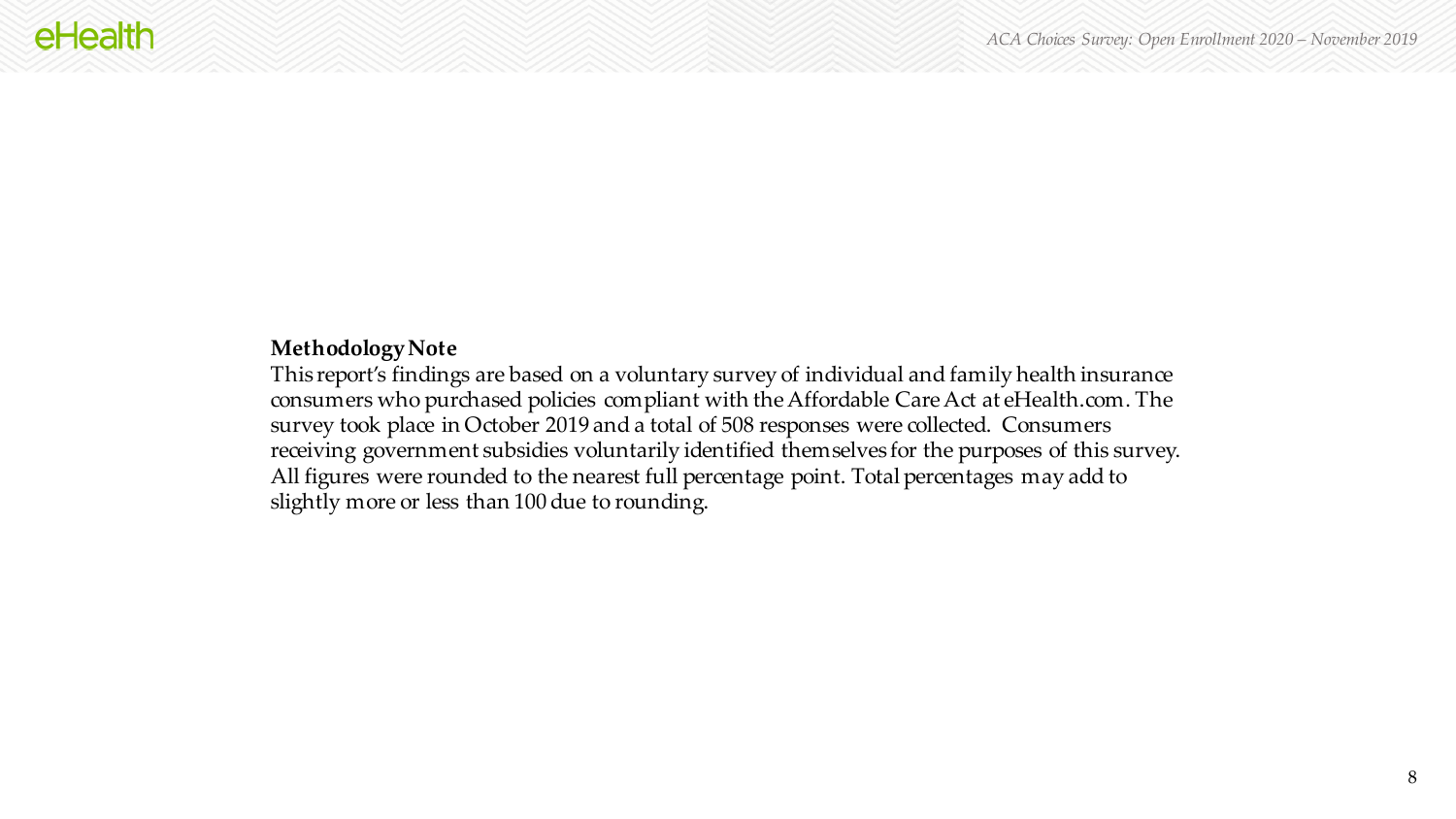**Methodology Note**

This report's findings are based on a voluntary survey of individual and family health insurance consumers who purchased policies compliant with the Affordable Care Act at eHealth.com. The survey took place in October 2019 and a total of 508 responses were collected. Consumers receiving government subsidies voluntarily identified themselves for the purposes of this survey. All figures were rounded to the nearest full percentage point. Total percentages may add to slightly more or less than 100 due to rounding.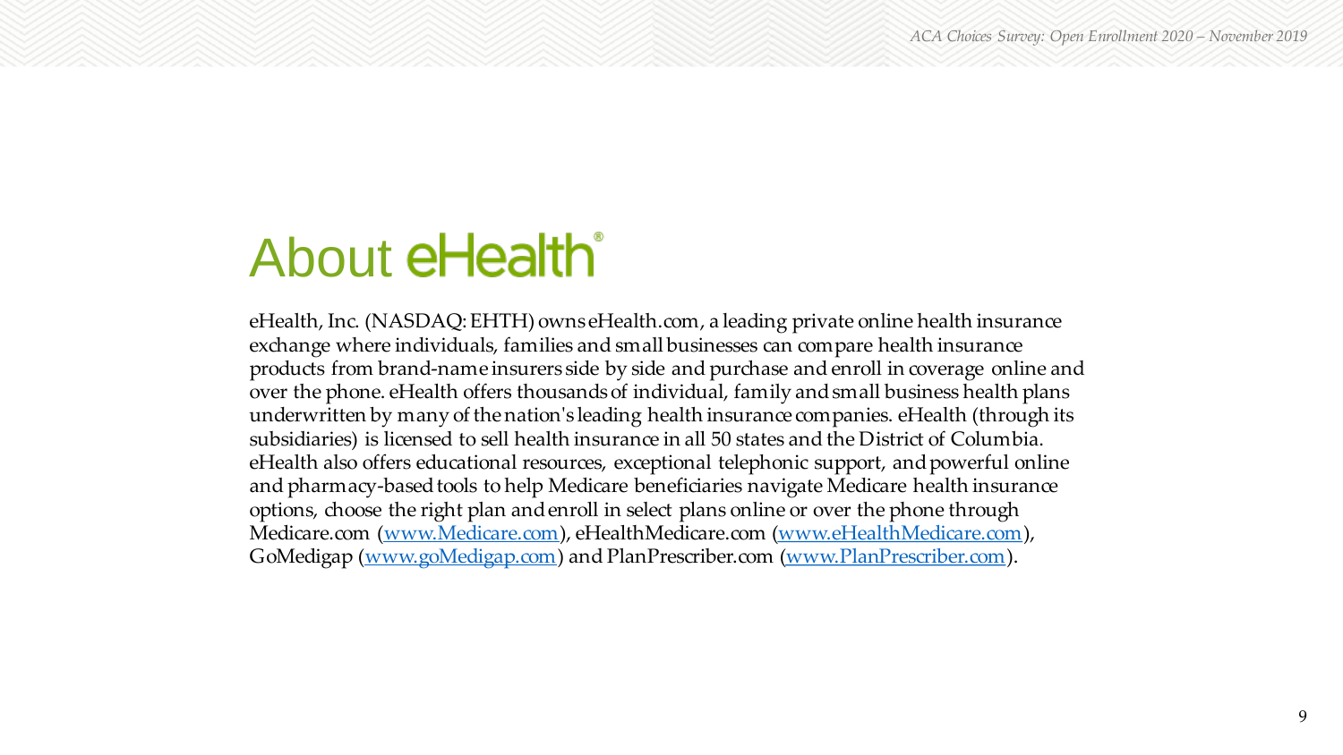# About eHealth®

eHealth, Inc. (NASDAQ: EHTH) owns eHealth.com, a leading private online health insurance exchange where individuals, families and small businesses can compare health insurance products from brand-name insurers side by side and purchase and enroll in coverage online and over the phone. eHealth offers thousands of individual, family and small business health plans underwritten by many of the nation's leading health insurance companies. eHealth (through its subsidiaries) is licensed to sell health insurance in all 50 states and the District of Columbia. eHealth also offers educational resources, exceptional telephonic support, and powerful online and pharmacy-based tools to help Medicare beneficiaries navigate Medicare health insurance options, choose the right plan and enroll in select plans online or over the phone through Medicare.com ([www.Medicare.com](http://www.Medicare.com)), eHealthMedicare.com ([www.eHealthMedicare.com](http://www.eHealthMedicare.com)), GoMedigap ([www.goMedigap.com](http://www.goMedigap.com)) and PlanPrescriber.com ([www.PlanPrescriber.com](http://www.PlanPrescriber.com)).